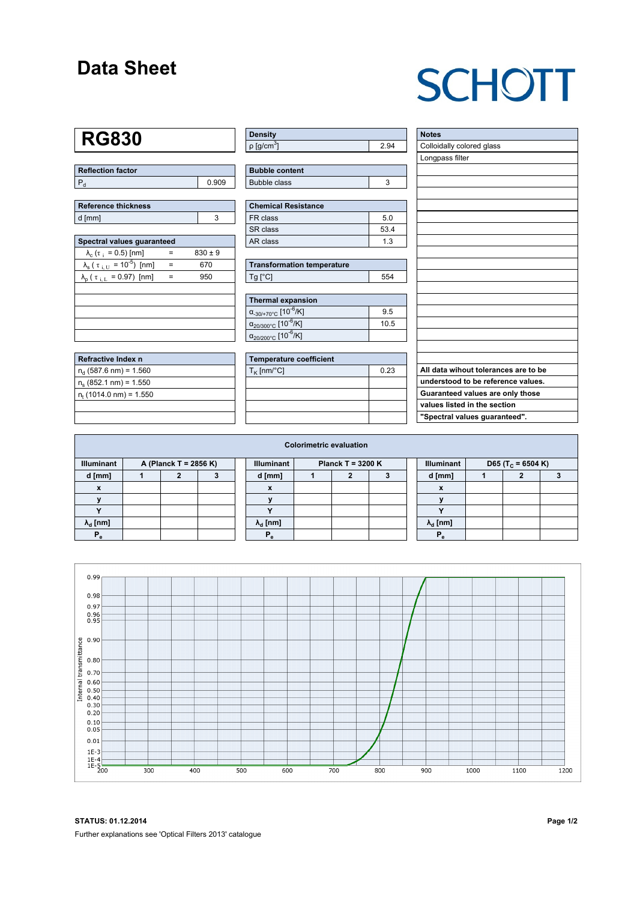# Data Sheet

SCHOTT

## RG830

| Reflection factor | |
|---|---|
| $P_d$ | 0.909 |

| Reference thickness | |
|---|---|
| d [mm] | 3 |

| Spectral values guaranteed | | |
|---|---|---|
| $\lambda_c$ ($\tau_i$ = 0.5) [nm] | = | 830 ± 9 |
| $\lambda_s$ ($\tau_{i,U}$ = $10^{-5}$) [nm] | = | 670 |
| $\lambda_p$ ($\tau_{i,L}$ = 0.97) [nm] | = | 950 |

| Refractive Index n |
|---|
| $n_d$ (587.6 nm) = 1.560 |
| $n_s$ (852.1 nm) = 1.550 |
| $n_t$ (1014.0 nm) = 1.550 |

| Density | |
|---|---|
| ρ [g/cm$^3$] | 2.94 |

| Bubble content | |
|---|---|
| Bubble class | 3 |

| Chemical Resistance | |
|---|---|
| FR class | 5.0 |
| SR class | 53.4 |
| AR class | 1.3 |

| Transformation temperature | |
|---|---|
| Tg [°C] | 554 |

| Thermal expansion | |
|---|---|
| $\alpha_{-30/+70°C}$ [$10^{-6}$/K] | 9.5 |
| $\alpha_{20/300°C}$ [$10^{-6}$/K] | 10.5 |
| $\alpha_{20/200°C}$ [$10^{-6}$/K] | |

| Temperature coefficient | |
|---|---|
| $T_K$ [nm/°C] | 0.23 |

| Notes |
|---|
| Colloidally colored glass |
| Longpass filter |

**All data wihout tolerances are to be understood to be reference values. Guaranteed values are only those values listed in the section "Spectral values guaranteed".**

### Colorimetric evaluation

| Illuminant | A (Planck T = 2856 K) | | |
|---|---|---|---|
| d [mm] | 1 | 2 | 3 |
| x | | | |
| y | | | |
| Y | | | |
| $\lambda_d$ [nm] | | | |
| $P_e$ | | | |

| Illuminant | Planck T = 3200 K | | |
|---|---|---|---|
| d [mm] | 1 | 2 | 3 |
| x | | | |
| y | | | |
| Y | | | |
| $\lambda_d$ [nm] | | | |
| $P_e$ | | | |

| Illuminant | D65 ($T_c$ = 6504 K) | | |
|---|---|---|---|
| d [mm] | 1 | 2 | 3 |
| x | | | |
| y | | | |
| Y | | | |
| $\lambda_d$ [nm] | | | |
| $P_e$ | | | |

**STATUS: 01.12.2014**

Further explanations see 'Optical Filters 2013' catalogue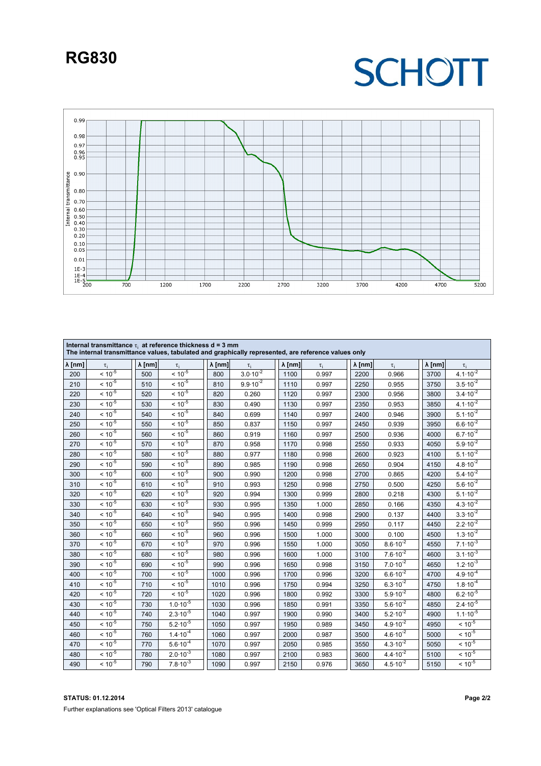# RG830

SCHOTT

0.99
0.98
0.97
0.96
0.95
0.90
0.80
0.70
0.60
0.50
0.40
0.30
0.20
0.10
0.05
0.01
1E-3
1E-4
1E-5
Internal transmittance
200
700
1200
1700
2200
2700
3200
3700
4200
4700
5200

**Internal transmittance $\tau_i$ at reference thickness d = 3 mm**
**The internal transmittance values, tabulated and graphically represented, are reference values only**

| λ [nm] | $\tau_i$ | λ [nm] | $\tau_i$ | λ [nm] | $\tau_i$ | λ [nm] | $\tau_i$ | λ [nm] | $\tau_i$ | λ [nm] | $\tau_i$ |
|---|---|---|---|---|---|---|---|---|---|---|---|
| 200 | $< 10^{-5}$ | 500 | $< 10^{-5}$ | 800 | $3.0 \cdot 10^{-2}$ | 1100 | 0.997 | 2200 | 0.966 | 3700 | $4.1 \cdot 10^{-2}$ |
| 210 | $< 10^{-5}$ | 510 | $< 10^{-5}$ | 810 | $9.9 \cdot 10^{-2}$ | 1110 | 0.997 | 2250 | 0.955 | 3750 | $3.5 \cdot 10^{-2}$ |
| 220 | $< 10^{-5}$ | 520 | $< 10^{-5}$ | 820 | 0.260 | 1120 | 0.997 | 2300 | 0.956 | 3800 | $3.4 \cdot 10^{-2}$ |
| 230 | $< 10^{-5}$ | 530 | $< 10^{-5}$ | 830 | 0.490 | 1130 | 0.997 | 2350 | 0.953 | 3850 | $4.1 \cdot 10^{-2}$ |
| 240 | $< 10^{-5}$ | 540 | $< 10^{-5}$ | 840 | 0.699 | 1140 | 0.997 | 2400 | 0.946 | 3900 | $5.1 \cdot 10^{-2}$ |
| 250 | $< 10^{-5}$ | 550 | $< 10^{-5}$ | 850 | 0.837 | 1150 | 0.997 | 2450 | 0.939 | 3950 | $6.6 \cdot 10^{-2}$ |
| 260 | $< 10^{-5}$ | 560 | $< 10^{-5}$ | 860 | 0.919 | 1160 | 0.997 | 2500 | 0.936 | 4000 | $6.7 \cdot 10^{-2}$ |
| 270 | $< 10^{-5}$ | 570 | $< 10^{-5}$ | 870 | 0.958 | 1170 | 0.998 | 2550 | 0.933 | 4050 | $5.9 \cdot 10^{-2}$ |
| 280 | $< 10^{-5}$ | 580 | $< 10^{-5}$ | 880 | 0.977 | 1180 | 0.998 | 2600 | 0.923 | 4100 | $5.1 \cdot 10^{-2}$ |
| 290 | $< 10^{-5}$ | 590 | $< 10^{-5}$ | 890 | 0.985 | 1190 | 0.998 | 2650 | 0.904 | 4150 | $4.8 \cdot 10^{-2}$ |
| 300 | $< 10^{-5}$ | 600 | $< 10^{-5}$ | 900 | 0.990 | 1200 | 0.998 | 2700 | 0.865 | 4200 | $5.4 \cdot 10^{-2}$ |
| 310 | $< 10^{-5}$ | 610 | $< 10^{-5}$ | 910 | 0.993 | 1250 | 0.998 | 2750 | 0.500 | 4250 | $5.6 \cdot 10^{-2}$ |
| 320 | $< 10^{-5}$ | 620 | $< 10^{-5}$ | 920 | 0.994 | 1300 | 0.999 | 2800 | 0.218 | 4300 | $5.1 \cdot 10^{-2}$ |
| 330 | $< 10^{-5}$ | 630 | $< 10^{-5}$ | 930 | 0.995 | 1350 | 1.000 | 2850 | 0.166 | 4350 | $4.3 \cdot 10^{-2}$ |
| 340 | $< 10^{-5}$ | 640 | $< 10^{-5}$ | 940 | 0.995 | 1400 | 0.998 | 2900 | 0.137 | 4400 | $3.3 \cdot 10^{-2}$ |
| 350 | $< 10^{-5}$ | 650 | $< 10^{-5}$ | 950 | 0.996 | 1450 | 0.999 | 2950 | 0.117 | 4450 | $2.2 \cdot 10^{-2}$ |
| 360 | $< 10^{-5}$ | 660 | $< 10^{-5}$ | 960 | 0.996 | 1500 | 1.000 | 3000 | 0.100 | 4500 | $1.3 \cdot 10^{-2}$ |
| 370 | $< 10^{-5}$ | 670 | $< 10^{-5}$ | 970 | 0.996 | 1550 | 1.000 | 3050 | $8.6 \cdot 10^{-2}$ | 4550 | $7.1 \cdot 10^{-3}$ |
| 380 | $< 10^{-5}$ | 680 | $< 10^{-5}$ | 980 | 0.996 | 1600 | 1.000 | 3100 | $7.6 \cdot 10^{-2}$ | 4600 | $3.1 \cdot 10^{-3}$ |
| 390 | $< 10^{-5}$ | 690 | $< 10^{-5}$ | 990 | 0.996 | 1650 | 0.998 | 3150 | $7.0 \cdot 10^{-2}$ | 4650 | $1.2 \cdot 10^{-3}$ |
| 400 | $< 10^{-5}$ | 700 | $< 10^{-5}$ | 1000 | 0.996 | 1700 | 0.996 | 3200 | $6.6 \cdot 10^{-2}$ | 4700 | $4.9 \cdot 10^{-4}$ |
| 410 | $< 10^{-5}$ | 710 | $< 10^{-5}$ | 1010 | 0.996 | 1750 | 0.994 | 3250 | $6.3 \cdot 10^{-2}$ | 4750 | $1.8 \cdot 10^{-4}$ |
| 420 | $< 10^{-5}$ | 720 | $< 10^{-5}$ | 1020 | 0.996 | 1800 | 0.992 | 3300 | $5.9 \cdot 10^{-2}$ | 4800 | $6.2 \cdot 10^{-5}$ |
| 430 | $< 10^{-5}$ | 730 | $1.0 \cdot 10^{-5}$ | 1030 | 0.996 | 1850 | 0.991 | 3350 | $5.6 \cdot 10^{-2}$ | 4850 | $2.4 \cdot 10^{-5}$ |
| 440 | $< 10^{-5}$ | 740 | $2.3 \cdot 10^{-5}$ | 1040 | 0.997 | 1900 | 0.990 | 3400 | $5.2 \cdot 10^{-2}$ | 4900 | $1.1 \cdot 10^{-5}$ |
| 450 | $< 10^{-5}$ | 750 | $5.2 \cdot 10^{-5}$ | 1050 | 0.997 | 1950 | 0.989 | 3450 | $4.9 \cdot 10^{-2}$ | 4950 | $< 10^{-5}$ |
| 460 | $< 10^{-5}$ | 760 | $1.4 \cdot 10^{-4}$ | 1060 | 0.997 | 2000 | 0.987 | 3500 | $4.6 \cdot 10^{-2}$ | 5000 | $< 10^{-5}$ |
| 470 | $< 10^{-5}$ | 770 | $5.6 \cdot 10^{-4}$ | 1070 | 0.997 | 2050 | 0.985 | 3550 | $4.3 \cdot 10^{-2}$ | 5050 | $< 10^{-5}$ |
| 480 | $< 10^{-5}$ | 780 | $2.0 \cdot 10^{-3}$ | 1080 | 0.997 | 2100 | 0.983 | 3600 | $4.4 \cdot 10^{-2}$ | 5100 | $< 10^{-5}$ |
| 490 | $< 10^{-5}$ | 790 | $7.8 \cdot 10^{-3}$ | 1090 | 0.997 | 2150 | 0.976 | 3650 | $4.5 \cdot 10^{-2}$ | 5150 | $< 10^{-5}$ |

**STATUS: 01.12.2014**

Further explanations see 'Optical Filters 2013' catalogue